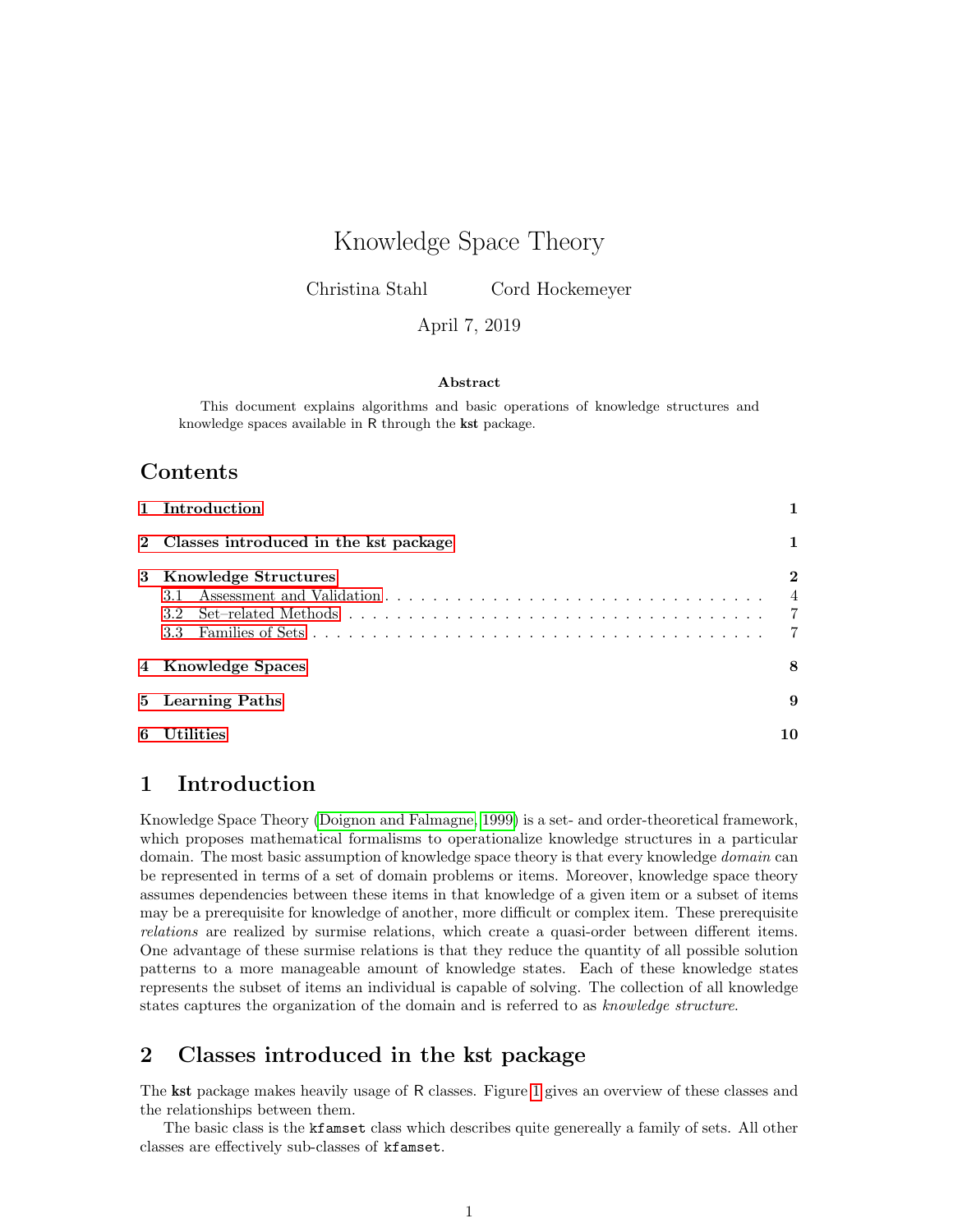# Knowledge Space Theory

Christina Stahl Cord Hockemeyer

April 7, 2019

**Abstract**

This document explains algorithms and basic operations of knowledge structures and knowledge spaces available in R through the **kst** package.

## Contents

- 1 Introduction — 1
- 2 Classes introduced in the kst package — 1
- 3 Knowledge Structures — 2
  - 3.1 Assessment and Validation — 4
  - 3.2 Set–related Methods — 7
  - 3.3 Families of Sets — 7
- 4 Knowledge Spaces — 8
- 5 Learning Paths — 9
- 6 Utilities — 10

## 1 Introduction

Knowledge Space Theory (Doignon and Falmagne, 1999) is a set- and order-theoretical framework, which proposes mathematical formalisms to operationalize knowledge structures in a particular domain. The most basic assumption of knowledge space theory is that every knowledge *domain* can be represented in terms of a set of domain problems or items. Moreover, knowledge space theory assumes dependencies between these items in that knowledge of a given item or a subset of items may be a prerequisite for knowledge of another, more difficult or complex item. These prerequisite *relations* are realized by surmise relations, which create a quasi-order between different items. One advantage of these surmise relations is that they reduce the quantity of all possible solution patterns to a more manageable amount of knowledge states. Each of these knowledge states represents the subset of items an individual is capable of solving. The collection of all knowledge states captures the organization of the domain and is referred to as *knowledge structure*.

## 2 Classes introduced in the kst package

The **kst** package makes heavily usage of R classes. Figure 1 gives an overview of these classes and the relationships between them.

The basic class is the `kfamset` class which describes quite genereally a family of sets. All other classes are effectively sub-classes of `kfamset`.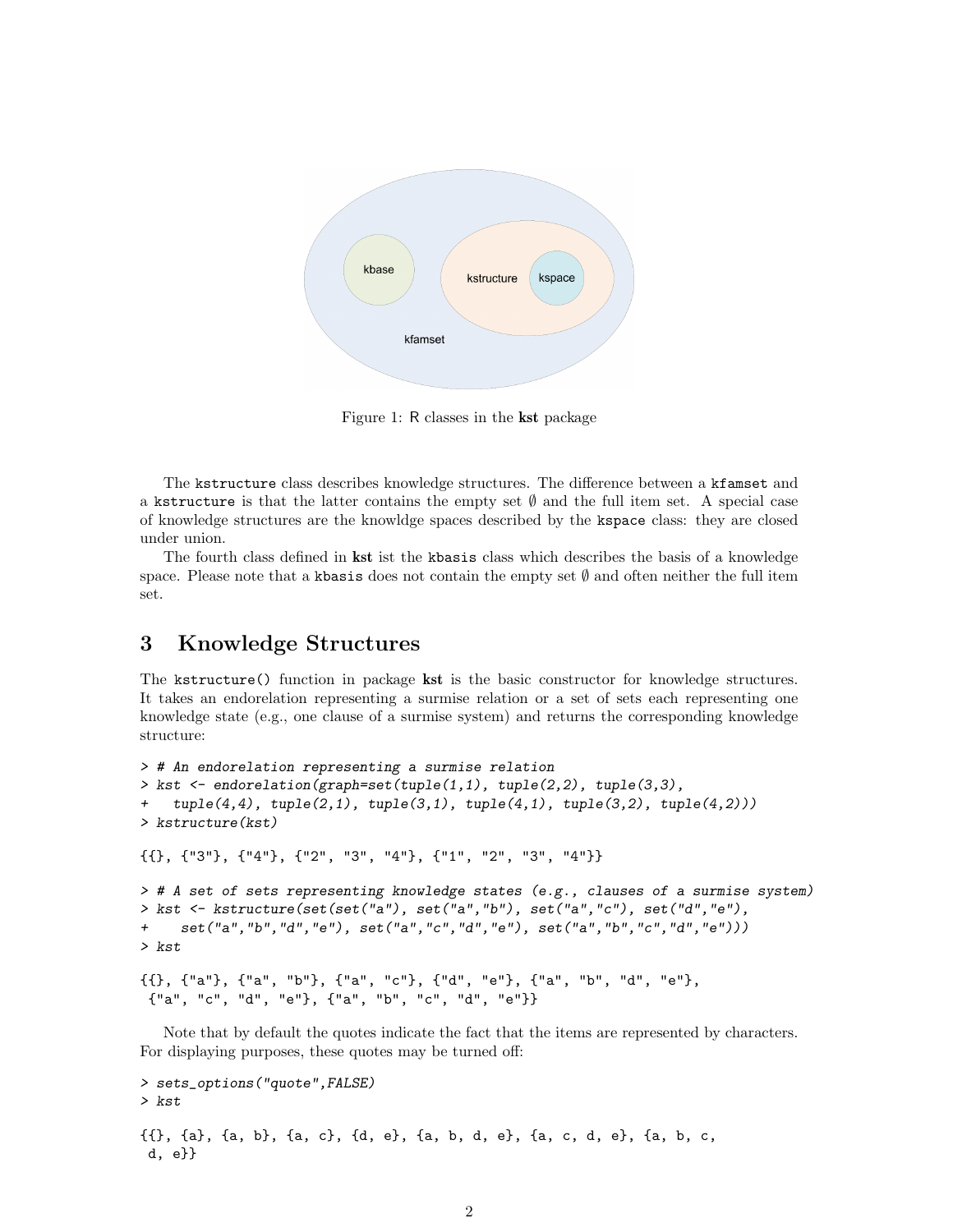Figure 1: R classes in the **kst** package

The `kstructure` class describes knowledge structures. The difference between a `kfamset` and a `kstructure` is that the latter contains the empty set $\emptyset$ and the full item set. A special case of knowledge structures are the knowldge spaces described by the `kspace` class: they are closed under union.

The fourth class defined in **kst** ist the `kbasis` class which describes the basis of a knowledge space. Please note that a `kbasis` does not contain the empty set $\emptyset$ and often neither the full item set.

# 3 Knowledge Structures

The `kstructure()` function in package **kst** is the basic constructor for knowledge structures. It takes an endorelation representing a surmise relation or a set of sets each representing one knowledge state (e.g., one clause of a surmise system) and returns the corresponding knowledge structure:

```
> # An endorelation representing a surmise relation
> kst <- endorelation(graph=set(tuple(1,1), tuple(2,2), tuple(3,3),
+   tuple(4,4), tuple(2,1), tuple(3,1), tuple(4,1), tuple(3,2), tuple(4,2)))
> kstructure(kst)

{{}, {"3"}, {"4"}, {"2", "3", "4"}, {"1", "2", "3", "4"}}

> # A set of sets representing knowledge states (e.g., clauses of a surmise system)
> kst <- kstructure(set(set("a"), set("a","b"), set("a","c"), set("d","e"),
+    set("a","b","d","e"), set("a","c","d","e"), set("a","b","c","d","e")))
> kst

{{}, {"a"}, {"a", "b"}, {"a", "c"}, {"d", "e"}, {"a", "b", "d", "e"},
 {"a", "c", "d", "e"}, {"a", "b", "c", "d", "e"}}
```

Note that by default the quotes indicate the fact that the items are represented by characters. For displaying purposes, these quotes may be turned off:

```
> sets_options("quote",FALSE)
> kst

{{}, {a}, {a, b}, {a, c}, {d, e}, {a, b, d, e}, {a, c, d, e}, {a, b, c,
 d, e}}
```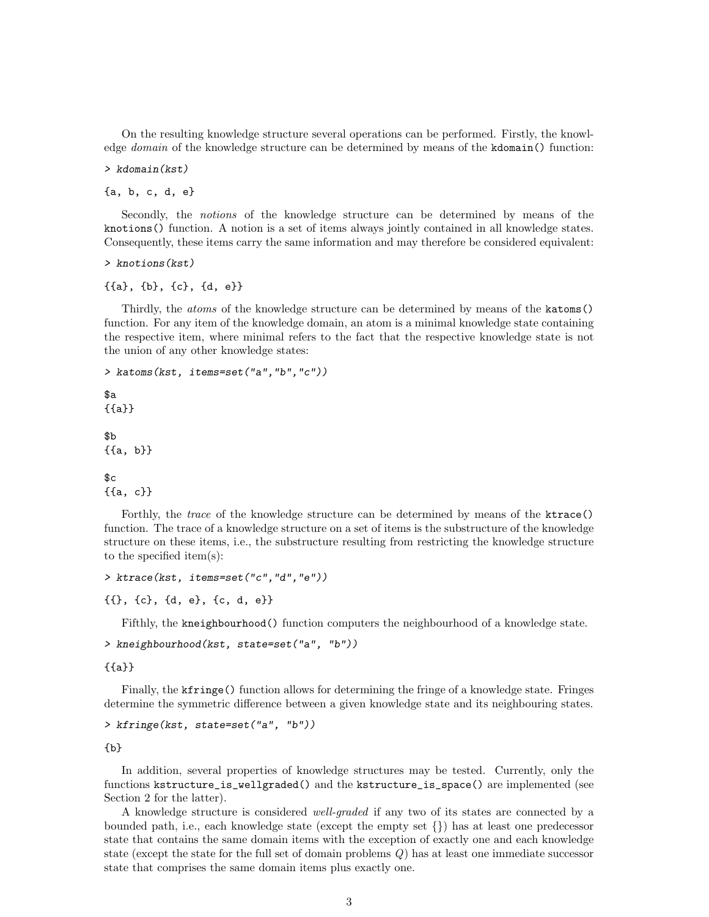On the resulting knowledge structure several operations can be performed. Firstly, the knowledge *domain* of the knowledge structure can be determined by means of the `kdomain()` function:

```
> kdomain(kst)

{a, b, c, d, e}
```

Secondly, the *notions* of the knowledge structure can be determined by means of the `knotions()` function. A notion is a set of items always jointly contained in all knowledge states. Consequently, these items carry the same information and may therefore be considered equivalent:

```
> knotions(kst)

{{a}, {b}, {c}, {d, e}}
```

Thirdly, the *atoms* of the knowledge structure can be determined by means of the `katoms()` function. For any item of the knowledge domain, an atom is a minimal knowledge state containing the respective item, where minimal refers to the fact that the respective knowledge state is not the union of any other knowledge states:

```
> katoms(kst, items=set("a","b","c"))

$a
{{a}}

$b
{{a, b}}

$c
{{a, c}}
```

Forthly, the *trace* of the knowledge structure can be determined by means of the `ktrace()` function. The trace of a knowledge structure on a set of items is the substructure of the knowledge structure on these items, i.e., the substructure resulting from restricting the knowledge structure to the specified item(s):

```
> ktrace(kst, items=set("c","d","e"))

{{}, {c}, {d, e}, {c, d, e}}
```

Fifthly, the `kneighbourhood()` function computers the neighbourhood of a knowledge state.

```
> kneighbourhood(kst, state=set("a", "b"))

{{a}}
```

Finally, the `kfringe()` function allows for determining the fringe of a knowledge state. Fringes determine the symmetric difference between a given knowledge state and its neighbouring states.

```
> kfringe(kst, state=set("a", "b"))

{b}
```

In addition, several properties of knowledge structures may be tested. Currently, only the functions `kstructure_is_wellgraded()` and the `kstructure_is_space()` are implemented (see Section 2 for the latter).

A knowledge structure is considered *well-graded* if any two of its states are connected by a bounded path, i.e., each knowledge state (except the empty set {}) has at least one predecessor state that contains the same domain items with the exception of exactly one and each knowledge state (except the state for the full set of domain problems $Q$) has at least one immediate successor state that comprises the same domain items plus exactly one.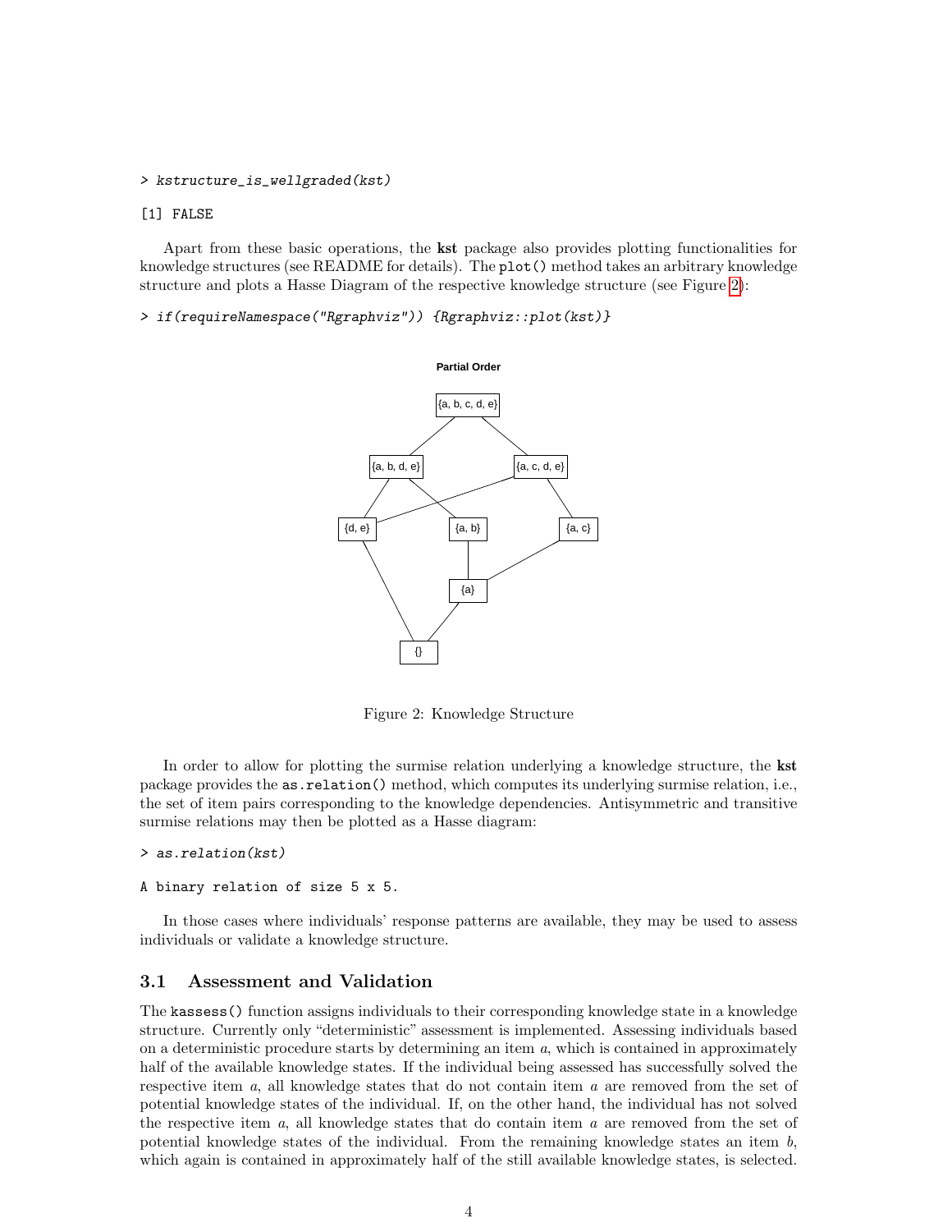```
> kstructure_is_wellgraded(kst)
```

```
[1] FALSE
```

Apart from these basic operations, the **kst** package also provides plotting functionalities for knowledge structures (see README for details). The `plot()` method takes an arbitrary knowledge structure and plots a Hasse Diagram of the respective knowledge structure (see Figure 2):

```
> if(requireNamespace("Rgraphviz")) {Rgraphviz::plot(kst)}
```

Figure 2: Knowledge Structure

In order to allow for plotting the surmise relation underlying a knowledge structure, the **kst** package provides the `as.relation()` method, which computes its underlying surmise relation, i.e., the set of item pairs corresponding to the knowledge dependencies. Antisymmetric and transitive surmise relations may then be plotted as a Hasse diagram:

```
> as.relation(kst)
```

```
A binary relation of size 5 x 5.
```

In those cases where individuals' response patterns are available, they may be used to assess individuals or validate a knowledge structure.

## 3.1 Assessment and Validation

The `kassess()` function assigns individuals to their corresponding knowledge state in a knowledge structure. Currently only "deterministic" assessment is implemented. Assessing individuals based on a deterministic procedure starts by determining an item $a$, which is contained in approximately half of the available knowledge states. If the individual being assessed has successfully solved the respective item $a$, all knowledge states that do not contain item $a$ are removed from the set of potential knowledge states of the individual. If, on the other hand, the individual has not solved the respective item $a$, all knowledge states that do contain item $a$ are removed from the set of potential knowledge states of the individual. From the remaining knowledge states an item $b$, which again is contained in approximately half of the still available knowledge states, is selected.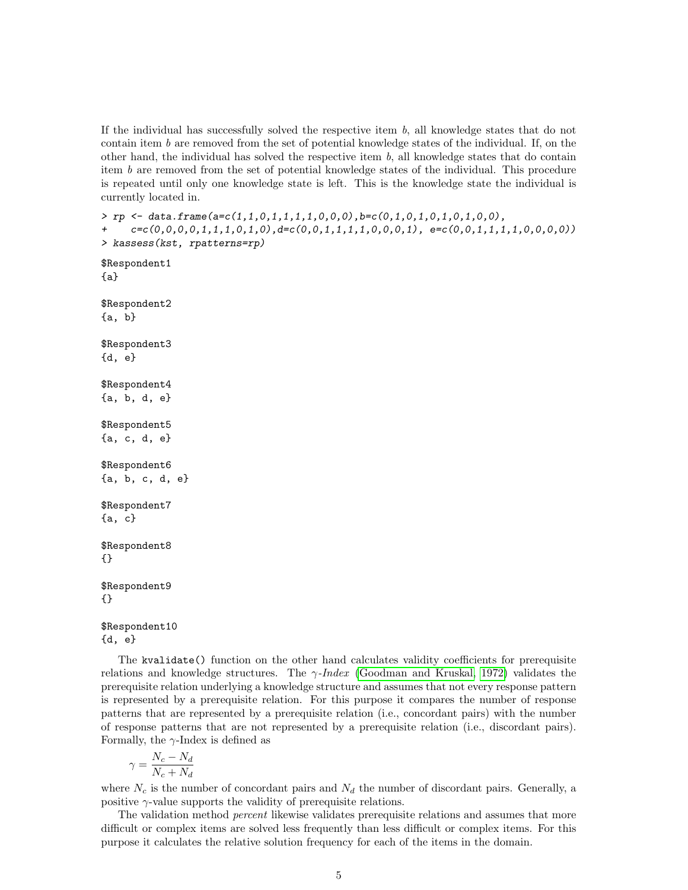If the individual has successfully solved the respective item $b$, all knowledge states that do not contain item $b$ are removed from the set of potential knowledge states of the individual. If, on the other hand, the individual has solved the respective item $b$, all knowledge states that do contain item $b$ are removed from the set of potential knowledge states of the individual. This procedure is repeated until only one knowledge state is left. This is the knowledge state the individual is currently located in.

```
> rp <- data.frame(a=c(1,1,0,1,1,1,1,0,0,0),b=c(0,1,0,1,0,1,0,1,0,0),
+    c=c(0,0,0,0,1,1,1,0,1,0),d=c(0,0,1,1,1,1,0,0,0,1), e=c(0,0,1,1,1,1,0,0,0,0))
> kassess(kst, rpatterns=rp)

$Respondent1
{a}

$Respondent2
{a, b}

$Respondent3
{d, e}

$Respondent4
{a, b, d, e}

$Respondent5
{a, c, d, e}

$Respondent6
{a, b, c, d, e}

$Respondent7
{a, c}

$Respondent8
{}

$Respondent9
{}

$Respondent10
{d, e}
```

The `kvalidate()` function on the other hand calculates validity coefficients for prerequisite relations and knowledge structures. The $\gamma$-*Index* (Goodman and Kruskal, 1972) validates the prerequisite relation underlying a knowledge structure and assumes that not every response pattern is represented by a prerequisite relation. For this purpose it compares the number of response patterns that are represented by a prerequisite relation (i.e., concordant pairs) with the number of response patterns that are not represented by a prerequisite relation (i.e., discordant pairs). Formally, the $\gamma$-Index is defined as

$$\gamma = \frac{N_c - N_d}{N_c + N_d}$$

where $N_c$ is the number of concordant pairs and $N_d$ the number of discordant pairs. Generally, a positive $\gamma$-value supports the validity of prerequisite relations.

The validation method *percent* likewise validates prerequisite relations and assumes that more difficult or complex items are solved less frequently than less difficult or complex items. For this purpose it calculates the relative solution frequency for each of the items in the domain.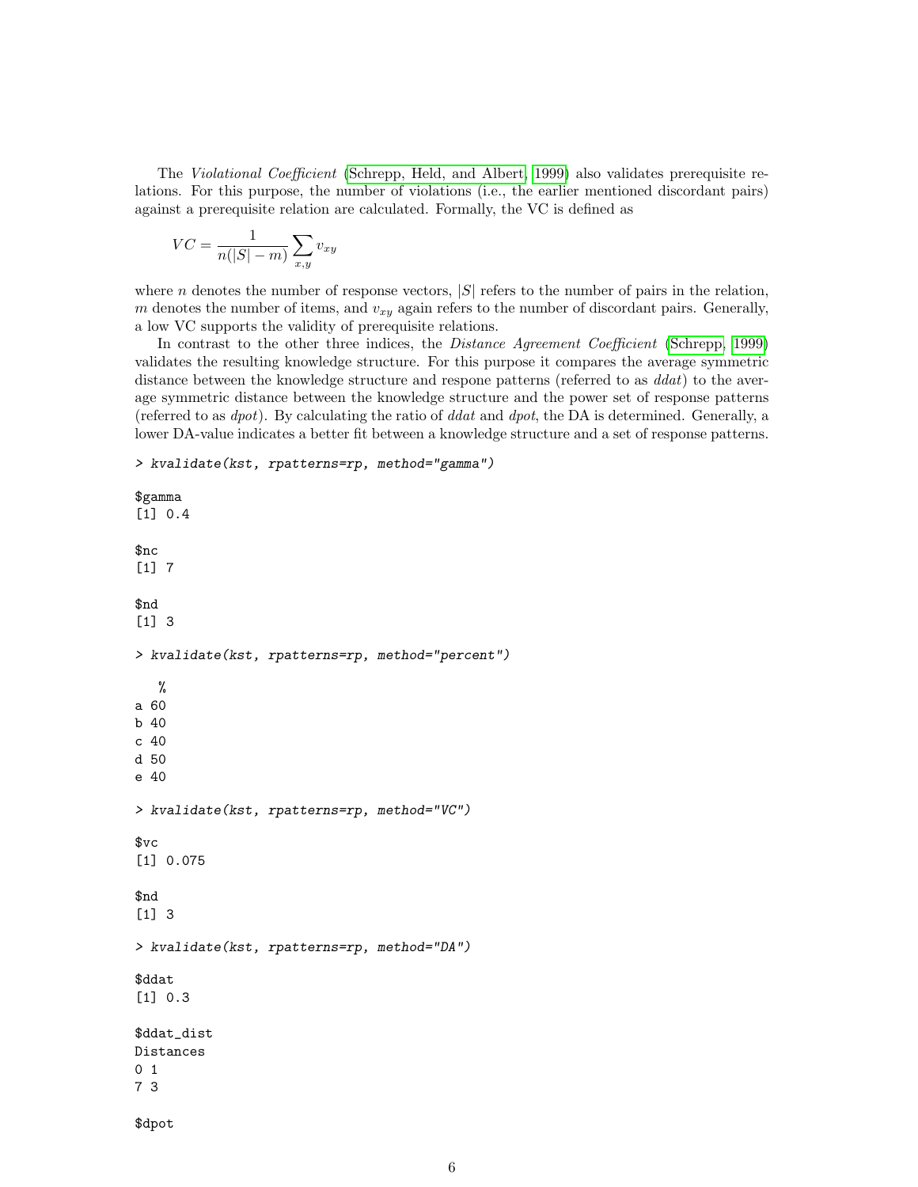The *Violational Coefficient* (Schrepp, Held, and Albert, 1999) also validates prerequisite relations. For this purpose, the number of violations (i.e., the earlier mentioned discordant pairs) against a prerequisite relation are calculated. Formally, the VC is defined as

$$VC = \frac{1}{n(|S| - m)} \sum_{x,y} v_{xy}$$

where $n$ denotes the number of response vectors, $|S|$ refers to the number of pairs in the relation, $m$ denotes the number of items, and $v_{xy}$ again refers to the number of discordant pairs. Generally, a low VC supports the validity of prerequisite relations.

In contrast to the other three indices, the *Distance Agreement Coefficient* (Schrepp, 1999) validates the resulting knowledge structure. For this purpose it compares the average symmetric distance between the knowledge structure and respone patterns (referred to as *ddat*) to the average symmetric distance between the knowledge structure and the power set of response patterns (referred to as *dpot*). By calculating the ratio of *ddat* and *dpot*, the DA is determined. Generally, a lower DA-value indicates a better fit between a knowledge structure and a set of response patterns.

```
> kvalidate(kst, rpatterns=rp, method="gamma")

$gamma
[1] 0.4

$nc
[1] 7

$nd
[1] 3

> kvalidate(kst, rpatterns=rp, method="percent")

   %
a 60
b 40
c 40
d 50
e 40

> kvalidate(kst, rpatterns=rp, method="VC")

$vc
[1] 0.075

$nd
[1] 3

> kvalidate(kst, rpatterns=rp, method="DA")

$ddat
[1] 0.3

$ddat_dist
Distances
0 1
7 3

$dpot
```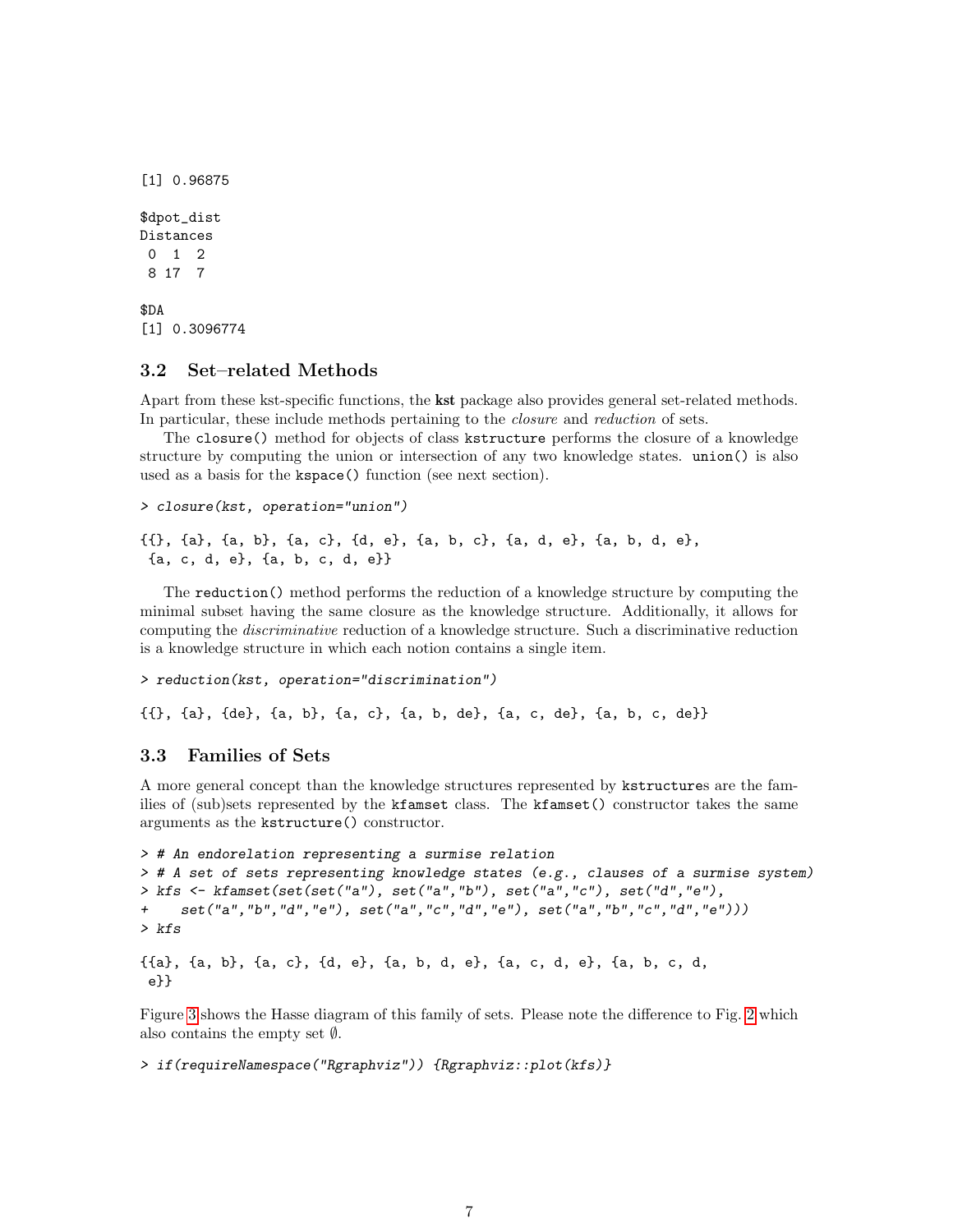```
[1] 0.96875

$dpot_dist
Distances
 0  1  2
 8 17  7

$DA
[1] 0.3096774
```

### 3.2 Set–related Methods

Apart from these kst-specific functions, the **kst** package also provides general set-related methods. In particular, these include methods pertaining to the *closure* and *reduction* of sets.

The `closure()` method for objects of class `kstructure` performs the closure of a knowledge structure by computing the union or intersection of any two knowledge states. `union()` is also used as a basis for the `kspace()` function (see next section).

```
> closure(kst, operation="union")
```

```
{{}, {a}, {a, b}, {a, c}, {d, e}, {a, b, c}, {a, d, e}, {a, b, d, e},
 {a, c, d, e}, {a, b, c, d, e}}
```

The `reduction()` method performs the reduction of a knowledge structure by computing the minimal subset having the same closure as the knowledge structure. Additionally, it allows for computing the *discriminative* reduction of a knowledge structure. Such a discriminative reduction is a knowledge structure in which each notion contains a single item.

```
> reduction(kst, operation="discrimination")
```

```
{{}, {a}, {de}, {a, b}, {a, c}, {a, b, de}, {a, c, de}, {a, b, c, de}}
```

### 3.3 Families of Sets

A more general concept than the knowledge structures represented by `kstructure`s are the families of (sub)sets represented by the `kfamset` class. The `kfamset()` constructor takes the same arguments as the `kstructure()` constructor.

```
> # An endorelation representing a surmise relation
> # A set of sets representing knowledge states (e.g., clauses of a surmise system)
> kfs <- kfamset(set(set("a"), set("a","b"), set("a","c"), set("d","e"),
+    set("a","b","d","e"), set("a","c","d","e"), set("a","b","c","d","e")))
> kfs
```

```
{{a}, {a, b}, {a, c}, {d, e}, {a, b, d, e}, {a, c, d, e}, {a, b, c, d,
 e}}
```

Figure 3 shows the Hasse diagram of this family of sets. Please note the difference to Fig. 2 which also contains the empty set $\emptyset$.

```
> if(requireNamespace("Rgraphviz")) {Rgraphviz::plot(kfs)}
```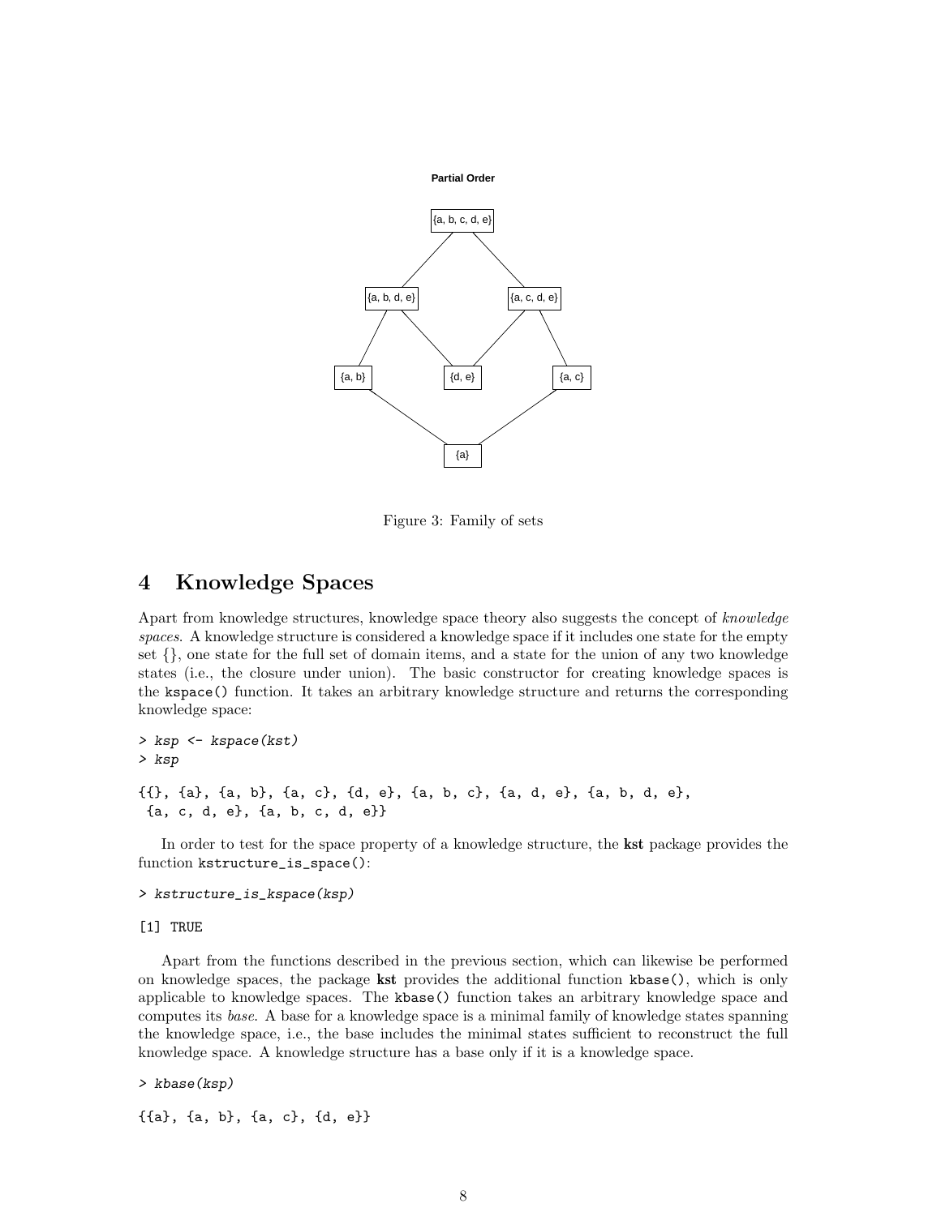Partial Order

{a, b, c, d, e}

{a, b, d, e} {a, c, d, e}

{a, b} {d, e} {a, c}

{a}

Figure 3: Family of sets

## 4 Knowledge Spaces

Apart from knowledge structures, knowledge space theory also suggests the concept of *knowledge spaces*. A knowledge structure is considered a knowledge space if it includes one state for the empty set {}, one state for the full set of domain items, and a state for the union of any two knowledge states (i.e., the closure under union). The basic constructor for creating knowledge spaces is the `kspace()` function. It takes an arbitrary knowledge structure and returns the corresponding knowledge space:

```
> ksp <- kspace(kst)
> ksp

{{}, {a}, {a, b}, {a, c}, {d, e}, {a, b, c}, {a, d, e}, {a, b, d, e},
 {a, c, d, e}, {a, b, c, d, e}}
```

In order to test for the space property of a knowledge structure, the **kst** package provides the function `kstructure_is_space()`:

```
> kstructure_is_kspace(ksp)

[1] TRUE
```

Apart from the functions described in the previous section, which can likewise be performed on knowledge spaces, the package **kst** provides the additional function `kbase()`, which is only applicable to knowledge spaces. The `kbase()` function takes an arbitrary knowledge space and computes its *base*. A base for a knowledge space is a minimal family of knowledge states spanning the knowledge space, i.e., the base includes the minimal states sufficient to reconstruct the full knowledge space. A knowledge structure has a base only if it is a knowledge space.

```
> kbase(ksp)

{{a}, {a, b}, {a, c}, {d, e}}
```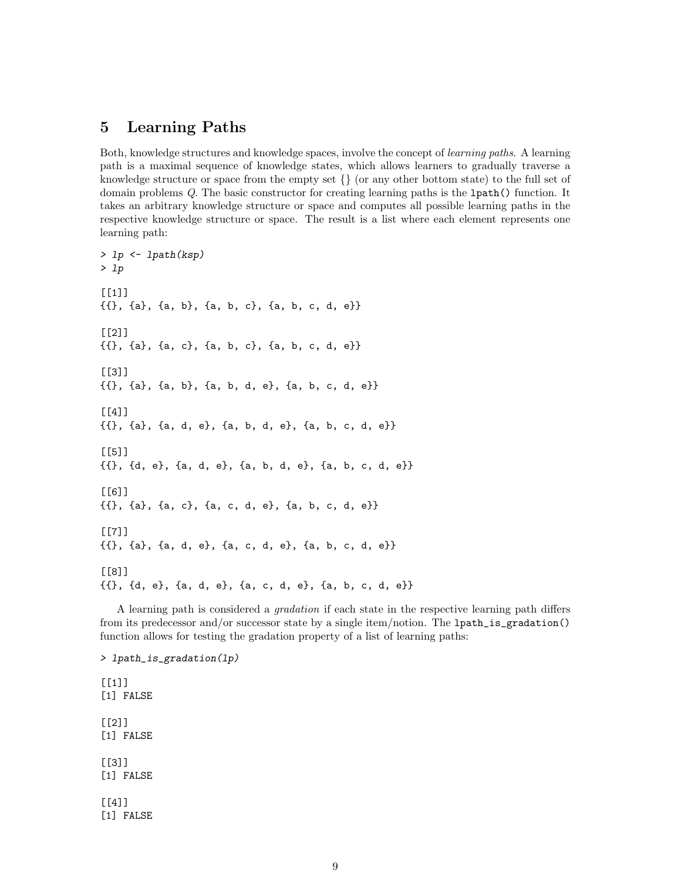# 5 Learning Paths

Both, knowledge structures and knowledge spaces, involve the concept of *learning paths*. A learning path is a maximal sequence of knowledge states, which allows learners to gradually traverse a knowledge structure or space from the empty set {} (or any other bottom state) to the full set of domain problems $Q$. The basic constructor for creating learning paths is the `lpath()` function. It takes an arbitrary knowledge structure or space and computes all possible learning paths in the respective knowledge structure or space. The result is a list where each element represents one learning path:

```
> lp <- lpath(ksp)
> lp

[[1]]
{{}, {a}, {a, b}, {a, b, c}, {a, b, c, d, e}}

[[2]]
{{}, {a}, {a, c}, {a, b, c}, {a, b, c, d, e}}

[[3]]
{{}, {a}, {a, b}, {a, b, d, e}, {a, b, c, d, e}}

[[4]]
{{}, {a}, {a, d, e}, {a, b, d, e}, {a, b, c, d, e}}

[[5]]
{{}, {d, e}, {a, d, e}, {a, b, d, e}, {a, b, c, d, e}}

[[6]]
{{}, {a}, {a, c}, {a, c, d, e}, {a, b, c, d, e}}

[[7]]
{{}, {a}, {a, d, e}, {a, c, d, e}, {a, b, c, d, e}}

[[8]]
{{}, {d, e}, {a, d, e}, {a, c, d, e}, {a, b, c, d, e}}
```

A learning path is considered a *gradation* if each state in the respective learning path differs from its predecessor and/or successor state by a single item/notion. The `lpath_is_gradation()` function allows for testing the gradation property of a list of learning paths:

```
> lpath_is_gradation(lp)

[[1]]
[1] FALSE

[[2]]
[1] FALSE

[[3]]
[1] FALSE

[[4]]
[1] FALSE
```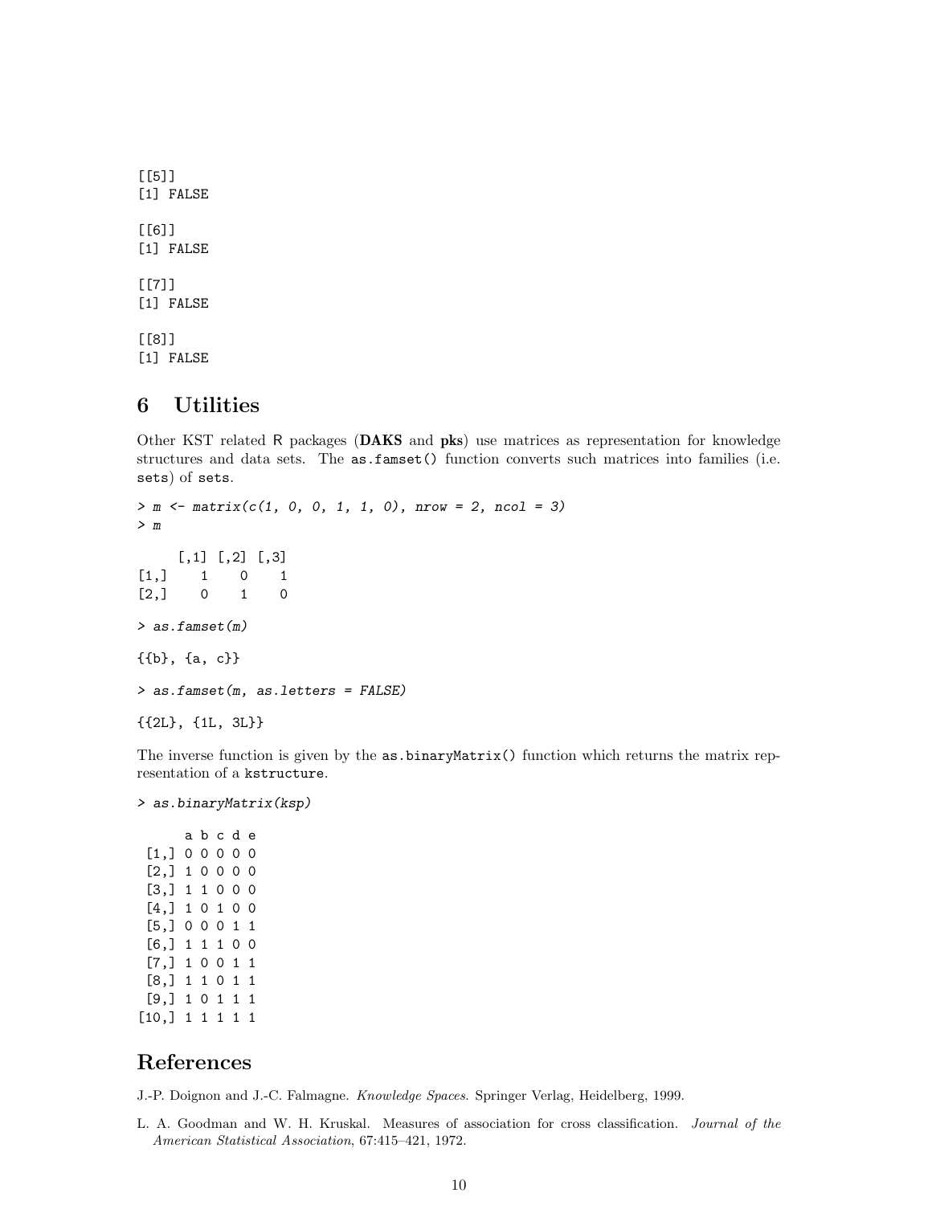```
[[5]]
[1] FALSE

[[6]]
[1] FALSE

[[7]]
[1] FALSE

[[8]]
[1] FALSE
```

## 6 Utilities

Other KST related R packages (**DAKS** and **pks**) use matrices as representation for knowledge structures and data sets. The `as.famset()` function converts such matrices into families (i.e. `sets`) of `sets`.

```
> m <- matrix(c(1, 0, 0, 1, 1, 0), nrow = 2, ncol = 3)
> m

     [,1] [,2] [,3]
[1,]    1    0    1
[2,]    0    1    0

> as.famset(m)

{{b}, {a, c}}

> as.famset(m, as.letters = FALSE)

{{2L}, {1L, 3L}}
```

The inverse function is given by the `as.binaryMatrix()` function which returns the matrix representation of a `kstructure`.

```
> as.binaryMatrix(ksp)

      a b c d e
 [1,] 0 0 0 0 0
 [2,] 1 0 0 0 0
 [3,] 1 1 0 0 0
 [4,] 1 0 1 0 0
 [5,] 0 0 0 1 1
 [6,] 1 1 1 0 0
 [7,] 1 0 0 1 1
 [8,] 1 1 0 1 1
 [9,] 1 0 1 1 1
[10,] 1 1 1 1 1
```

## References

J.-P. Doignon and J.-C. Falmagne. *Knowledge Spaces*. Springer Verlag, Heidelberg, 1999.

L. A. Goodman and W. H. Kruskal. Measures of association for cross classification. *Journal of the American Statistical Association*, 67:415–421, 1972.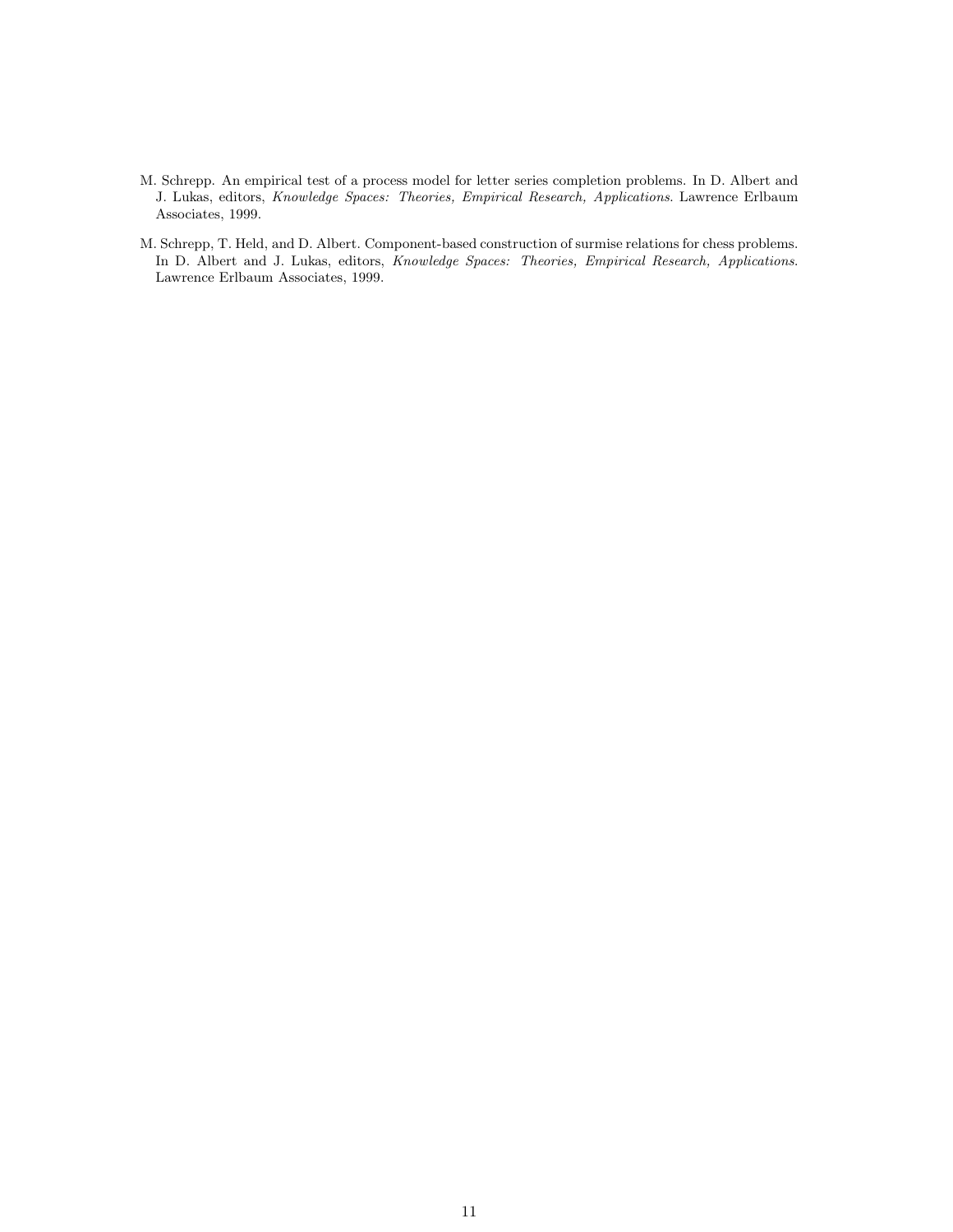M. Schrepp. An empirical test of a process model for letter series completion problems. In D. Albert and J. Lukas, editors, *Knowledge Spaces: Theories, Empirical Research, Applications*. Lawrence Erlbaum Associates, 1999.

M. Schrepp, T. Held, and D. Albert. Component-based construction of surmise relations for chess problems. In D. Albert and J. Lukas, editors, *Knowledge Spaces: Theories, Empirical Research, Applications*. Lawrence Erlbaum Associates, 1999.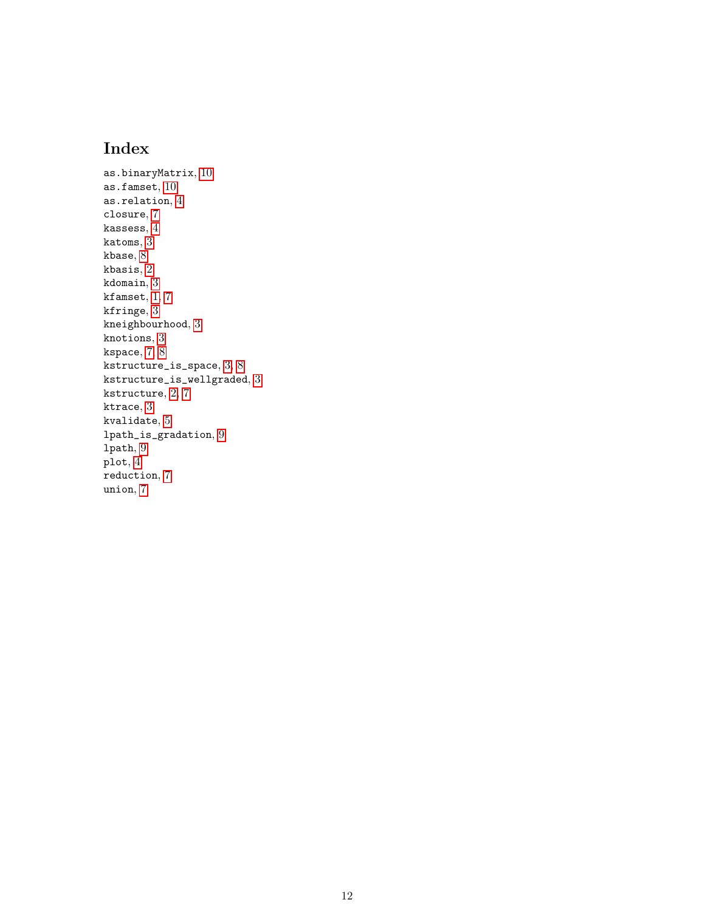# Index

as.binaryMatrix, 10
as.famset, 10
as.relation, 4
closure, 7
kassess, 4
katoms, 3
kbase, 8
kbasis, 2
kdomain, 3
kfamset, 1, 7
kfringe, 3
kneighbourhood, 3
knotions, 3
kspace, 7, 8
kstructure_is_space, 3, 8
kstructure_is_wellgraded, 3
kstructure, 2, 7
ktrace, 3
kvalidate, 5
lpath_is_gradation, 9
lpath, 9
plot, 4
reduction, 7
union, 7